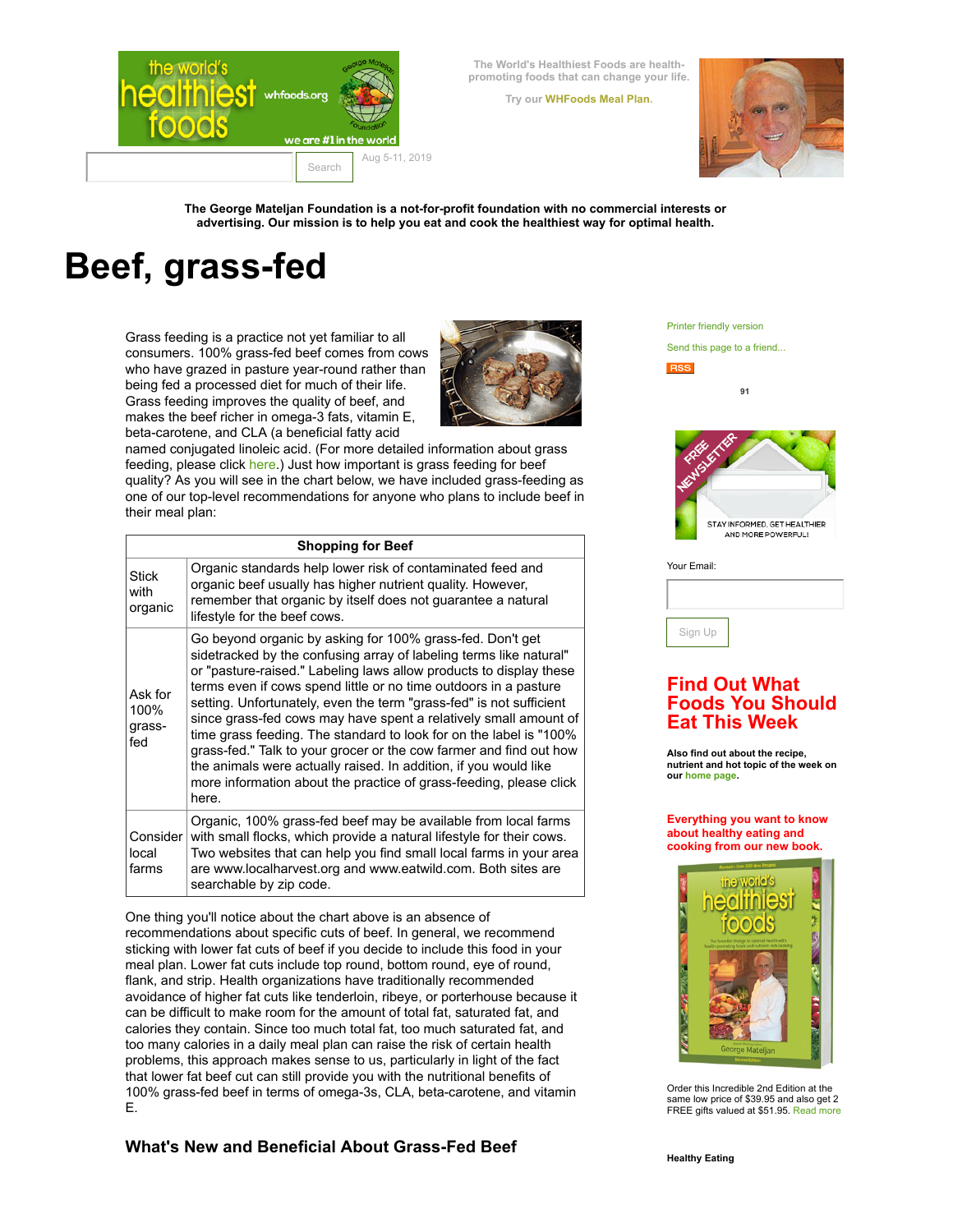The World's Healthiest Foods are health-promoting foods that can change your life.

Try our WHFoods Meal Plan.

Aug 5-11, 2019

**The George Mateljan Foundation is a not-for-profit foundation with no commercial interests or advertising. Our mission is to help you eat and cook the healthiest way for optimal health.**

# Beef, grass-fed

Grass feeding is a practice not yet familiar to all consumers. 100% grass-fed beef comes from cows who have grazed in pasture year-round rather than being fed a processed diet for much of their life. Grass feeding improves the quality of beef, and makes the beef richer in omega-3 fats, vitamin E, beta-carotene, and CLA (a beneficial fatty acid named conjugated linoleic acid. (For more detailed information about grass feeding, please click here.) Just how important is grass feeding for beef quality? As you will see in the chart below, we have included grass-feeding as one of our top-level recommendations for anyone who plans to include beef in their meal plan:

| Shopping for Beef | |
|---|---|
| Stick with organic | Organic standards help lower risk of contaminated feed and organic beef usually has higher nutrient quality. However, remember that organic by itself does not guarantee a natural lifestyle for the beef cows. |
| Ask for 100% grass-fed | Go beyond organic by asking for 100% grass-fed. Don't get sidetracked by the confusing array of labeling terms like natural" or "pasture-raised." Labeling laws allow products to display these terms even if cows spend little or no time outdoors in a pasture setting. Unfortunately, even the term "grass-fed" is not sufficient since grass-fed cows may have spent a relatively small amount of time grass feeding. The standard to look for on the label is "100% grass-fed." Talk to your grocer or the cow farmer and find out how the animals were actually raised. In addition, if you would like more information about the practice of grass-feeding, please click here. |
| Consider local farms | Organic, 100% grass-fed beef may be available from local farms with small flocks, which provide a natural lifestyle for their cows. Two websites that can help you find small local farms in your area are www.localharvest.org and www.eatwild.com. Both sites are searchable by zip code. |

One thing you'll notice about the chart above is an absence of recommendations about specific cuts of beef. In general, we recommend sticking with lower fat cuts of beef if you decide to include this food in your meal plan. Lower fat cuts include top round, bottom round, eye of round, flank, and strip. Health organizations have traditionally recommended avoidance of higher fat cuts like tenderloin, ribeye, or porterhouse because it can be difficult to make room for the amount of total fat, saturated fat, and calories they contain. Since too much total fat, too much saturated fat, and too many calories in a daily meal plan can raise the risk of certain health problems, this approach makes sense to us, particularly in light of the fact that lower fat beef cut can still provide you with the nutritional benefits of 100% grass-fed beef in terms of omega-3s, CLA, beta-carotene, and vitamin E.

### What's New and Beneficial About Grass-Fed Beef

Printer friendly version

Send this page to a friend...

RSS

91

Your Email:

Sign Up

## Find Out What Foods You Should Eat This Week

**Also find out about the recipe, nutrient and hot topic of the week on our home page.**

**Everything you want to know about healthy eating and cooking from our new book.**

Order this Incredible 2nd Edition at the same low price of $39.95 and also get 2 FREE gifts valued at $51.95. Read more

**Healthy Eating**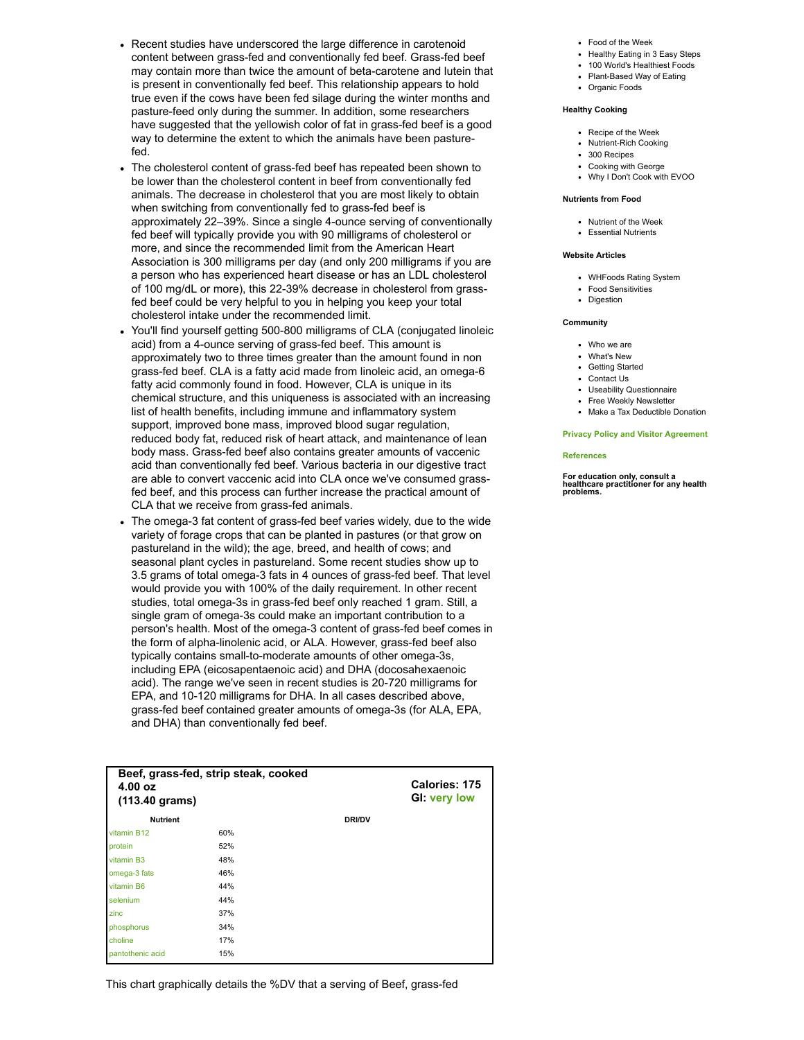- Recent studies have underscored the large difference in carotenoid content between grass-fed and conventionally fed beef. Grass-fed beef may contain more than twice the amount of beta-carotene and lutein that is present in conventionally fed beef. This relationship appears to hold true even if the cows have been fed silage during the winter months and pasture-feed only during the summer. In addition, some researchers have suggested that the yellowish color of fat in grass-fed beef is a good way to determine the extent to which the animals have been pasture-fed.
- The cholesterol content of grass-fed beef has repeated been shown to be lower than the cholesterol content in beef from conventionally fed animals. The decrease in cholesterol that you are most likely to obtain when switching from conventionally fed to grass-fed beef is approximately 22–39%. Since a single 4-ounce serving of conventionally fed beef will typically provide you with 90 milligrams of cholesterol or more, and since the recommended limit from the American Heart Association is 300 milligrams per day (and only 200 milligrams if you are a person who has experienced heart disease or has an LDL cholesterol of 100 mg/dL or more), this 22-39% decrease in cholesterol from grass-fed beef could be very helpful to you in helping you keep your total cholesterol intake under the recommended limit.
- You'll find yourself getting 500-800 milligrams of CLA (conjugated linoleic acid) from a 4-ounce serving of grass-fed beef. This amount is approximately two to three times greater than the amount found in non grass-fed beef. CLA is a fatty acid made from linoleic acid, an omega-6 fatty acid commonly found in food. However, CLA is unique in its chemical structure, and this uniqueness is associated with an increasing list of health benefits, including immune and inflammatory system support, improved bone mass, improved blood sugar regulation, reduced body fat, reduced risk of heart attack, and maintenance of lean body mass. Grass-fed beef also contains greater amounts of vaccenic acid than conventionally fed beef. Various bacteria in our digestive tract are able to convert vaccenic acid into CLA once we've consumed grass-fed beef, and this process can further increase the practical amount of CLA that we receive from grass-fed animals.
- The omega-3 fat content of grass-fed beef varies widely, due to the wide variety of forage crops that can be planted in pastures (or that grow on pastureland in the wild); the age, breed, and health of cows; and seasonal plant cycles in pastureland. Some recent studies show up to 3.5 grams of total omega-3 fats in 4 ounces of grass-fed beef. That level would provide you with 100% of the daily requirement. In other recent studies, total omega-3s in grass-fed beef only reached 1 gram. Still, a single gram of omega-3s could make an important contribution to a person's health. Most of the omega-3 content of grass-fed beef comes in the form of alpha-linolenic acid, or ALA. However, grass-fed beef also typically contains small-to-moderate amounts of other omega-3s, including EPA (eicosapentaenoic acid) and DHA (docosahexaenoic acid). The range we've seen in recent studies is 20-720 milligrams for EPA, and 10-120 milligrams for DHA. In all cases described above, grass-fed beef contained greater amounts of omega-3s (for ALA, EPA, and DHA) than conventionally fed beef.

**Beef, grass-fed, strip steak, cooked**
**4.00 oz (113.40 grams)**

**Calories: 175**
**GI: very low**

| Nutrient | DRI/DV |
|---|---|
| vitamin B12 | 60% |
| protein | 52% |
| vitamin B3 | 48% |
| omega-3 fats | 46% |
| vitamin B6 | 44% |
| selenium | 44% |
| zinc | 37% |
| phosphorus | 34% |
| choline | 17% |
| pantothenic acid | 15% |

This chart graphically details the %DV that a serving of Beef, grass-fed

- Food of the Week
- Healthy Eating in 3 Easy Steps
- 100 World's Healthiest Foods
- Plant-Based Way of Eating
- Organic Foods

**Healthy Cooking**

- Recipe of the Week
- Nutrient-Rich Cooking
- 300 Recipes
- Cooking with George
- Why I Don't Cook with EVOO

**Nutrients from Food**

- Nutrient of the Week
- Essential Nutrients

**Website Articles**

- WHFoods Rating System
- Food Sensitivities
- Digestion

**Community**

- Who we are
- What's New
- Getting Started
- Contact Us
- Useability Questionnaire
- Free Weekly Newsletter
- Make a Tax Deductible Donation

**Privacy Policy and Visitor Agreement**

**References**

**For education only, consult a healthcare practitioner for any health problems.**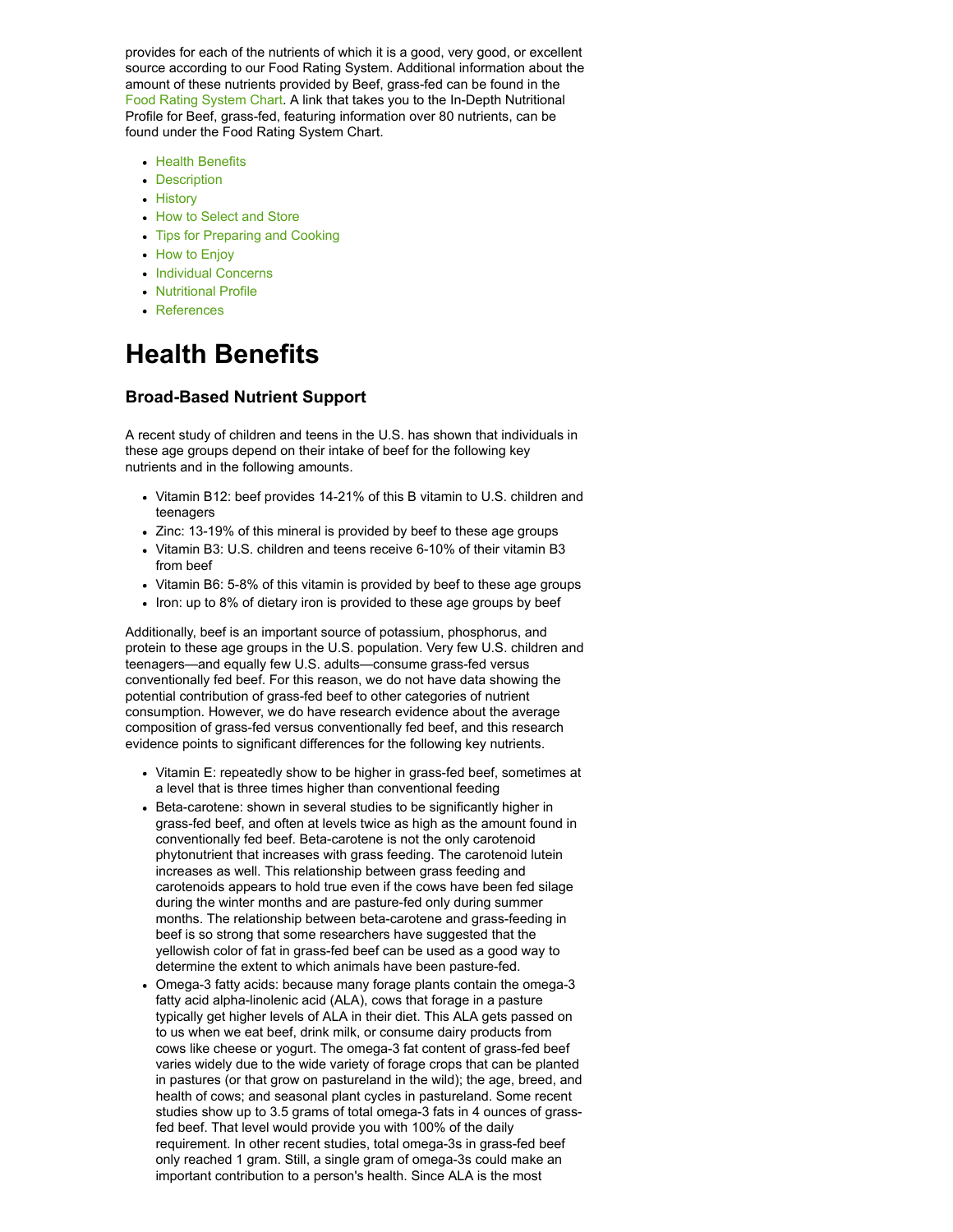provides for each of the nutrients of which it is a good, very good, or excellent source according to our Food Rating System. Additional information about the amount of these nutrients provided by Beef, grass-fed can be found in the Food Rating System Chart. A link that takes you to the In-Depth Nutritional Profile for Beef, grass-fed, featuring information over 80 nutrients, can be found under the Food Rating System Chart.

- Health Benefits
- Description
- History
- How to Select and Store
- Tips for Preparing and Cooking
- How to Enjoy
- Individual Concerns
- Nutritional Profile
- References

# Health Benefits

### Broad-Based Nutrient Support

A recent study of children and teens in the U.S. has shown that individuals in these age groups depend on their intake of beef for the following key nutrients and in the following amounts.

- Vitamin B12: beef provides 14-21% of this B vitamin to U.S. children and teenagers
- Zinc: 13-19% of this mineral is provided by beef to these age groups
- Vitamin B3: U.S. children and teens receive 6-10% of their vitamin B3 from beef
- Vitamin B6: 5-8% of this vitamin is provided by beef to these age groups
- Iron: up to 8% of dietary iron is provided to these age groups by beef

Additionally, beef is an important source of potassium, phosphorus, and protein to these age groups in the U.S. population. Very few U.S. children and teenagers—and equally few U.S. adults—consume grass-fed versus conventionally fed beef. For this reason, we do not have data showing the potential contribution of grass-fed beef to other categories of nutrient consumption. However, we do have research evidence about the average composition of grass-fed versus conventionally fed beef, and this research evidence points to significant differences for the following key nutrients.

- Vitamin E: repeatedly show to be higher in grass-fed beef, sometimes at a level that is three times higher than conventional feeding
- Beta-carotene: shown in several studies to be significantly higher in grass-fed beef, and often at levels twice as high as the amount found in conventionally fed beef. Beta-carotene is not the only carotenoid phytonutrient that increases with grass feeding. The carotenoid lutein increases as well. This relationship between grass feeding and carotenoids appears to hold true even if the cows have been fed silage during the winter months and are pasture-fed only during summer months. The relationship between beta-carotene and grass-feeding in beef is so strong that some researchers have suggested that the yellowish color of fat in grass-fed beef can be used as a good way to determine the extent to which animals have been pasture-fed.
- Omega-3 fatty acids: because many forage plants contain the omega-3 fatty acid alpha-linolenic acid (ALA), cows that forage in a pasture typically get higher levels of ALA in their diet. This ALA gets passed on to us when we eat beef, drink milk, or consume dairy products from cows like cheese or yogurt. The omega-3 fat content of grass-fed beef varies widely due to the wide variety of forage crops that can be planted in pastures (or that grow on pastureland in the wild); the age, breed, and health of cows; and seasonal plant cycles in pastureland. Some recent studies show up to 3.5 grams of total omega-3 fats in 4 ounces of grass-fed beef. That level would provide you with 100% of the daily requirement. In other recent studies, total omega-3s in grass-fed beef only reached 1 gram. Still, a single gram of omega-3s could make an important contribution to a person's health. Since ALA is the most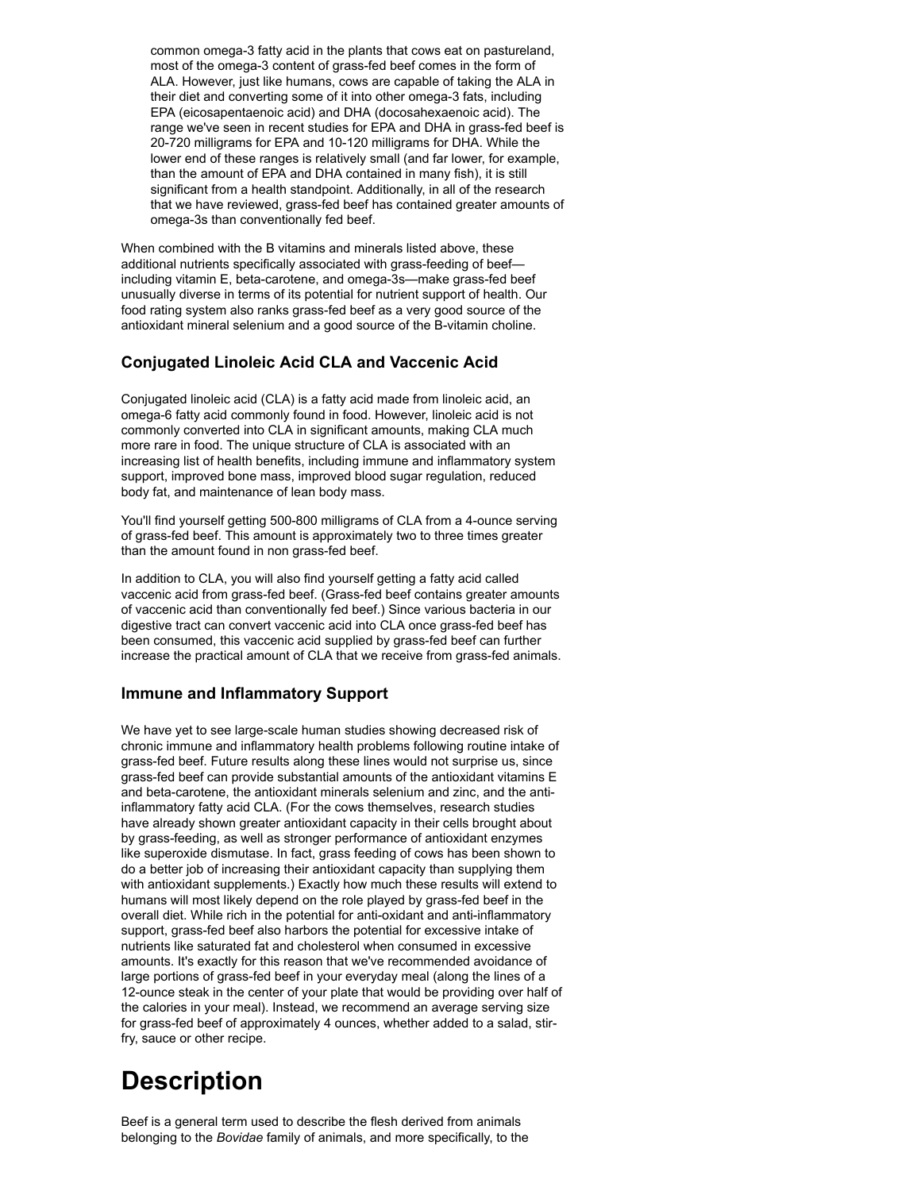common omega-3 fatty acid in the plants that cows eat on pastureland, most of the omega-3 content of grass-fed beef comes in the form of ALA. However, just like humans, cows are capable of taking the ALA in their diet and converting some of it into other omega-3 fats, including EPA (eicosapentaenoic acid) and DHA (docosahexaenoic acid). The range we've seen in recent studies for EPA and DHA in grass-fed beef is 20-720 milligrams for EPA and 10-120 milligrams for DHA. While the lower end of these ranges is relatively small (and far lower, for example, than the amount of EPA and DHA contained in many fish), it is still significant from a health standpoint. Additionally, in all of the research that we have reviewed, grass-fed beef has contained greater amounts of omega-3s than conventionally fed beef.

When combined with the B vitamins and minerals listed above, these additional nutrients specifically associated with grass-feeding of beef—including vitamin E, beta-carotene, and omega-3s—make grass-fed beef unusually diverse in terms of its potential for nutrient support of health. Our food rating system also ranks grass-fed beef as a very good source of the antioxidant mineral selenium and a good source of the B-vitamin choline.

### Conjugated Linoleic Acid CLA and Vaccenic Acid

Conjugated linoleic acid (CLA) is a fatty acid made from linoleic acid, an omega-6 fatty acid commonly found in food. However, linoleic acid is not commonly converted into CLA in significant amounts, making CLA much more rare in food. The unique structure of CLA is associated with an increasing list of health benefits, including immune and inflammatory system support, improved bone mass, improved blood sugar regulation, reduced body fat, and maintenance of lean body mass.

You'll find yourself getting 500-800 milligrams of CLA from a 4-ounce serving of grass-fed beef. This amount is approximately two to three times greater than the amount found in non grass-fed beef.

In addition to CLA, you will also find yourself getting a fatty acid called vaccenic acid from grass-fed beef. (Grass-fed beef contains greater amounts of vaccenic acid than conventionally fed beef.) Since various bacteria in our digestive tract can convert vaccenic acid into CLA once grass-fed beef has been consumed, this vaccenic acid supplied by grass-fed beef can further increase the practical amount of CLA that we receive from grass-fed animals.

### Immune and Inflammatory Support

We have yet to see large-scale human studies showing decreased risk of chronic immune and inflammatory health problems following routine intake of grass-fed beef. Future results along these lines would not surprise us, since grass-fed beef can provide substantial amounts of the antioxidant vitamins E and beta-carotene, the antioxidant minerals selenium and zinc, and the anti-inflammatory fatty acid CLA. (For the cows themselves, research studies have already shown greater antioxidant capacity in their cells brought about by grass-feeding, as well as stronger performance of antioxidant enzymes like superoxide dismutase. In fact, grass feeding of cows has been shown to do a better job of increasing their antioxidant capacity than supplying them with antioxidant supplements.) Exactly how much these results will extend to humans will most likely depend on the role played by grass-fed beef in the overall diet. While rich in the potential for anti-oxidant and anti-inflammatory support, grass-fed beef also harbors the potential for excessive intake of nutrients like saturated fat and cholesterol when consumed in excessive amounts. It's exactly for this reason that we've recommended avoidance of large portions of grass-fed beef in your everyday meal (along the lines of a 12-ounce steak in the center of your plate that would be providing over half of the calories in your meal). Instead, we recommend an average serving size for grass-fed beef of approximately 4 ounces, whether added to a salad, stir-fry, sauce or other recipe.

# Description

Beef is a general term used to describe the flesh derived from animals belonging to the *Bovidae* family of animals, and more specifically, to the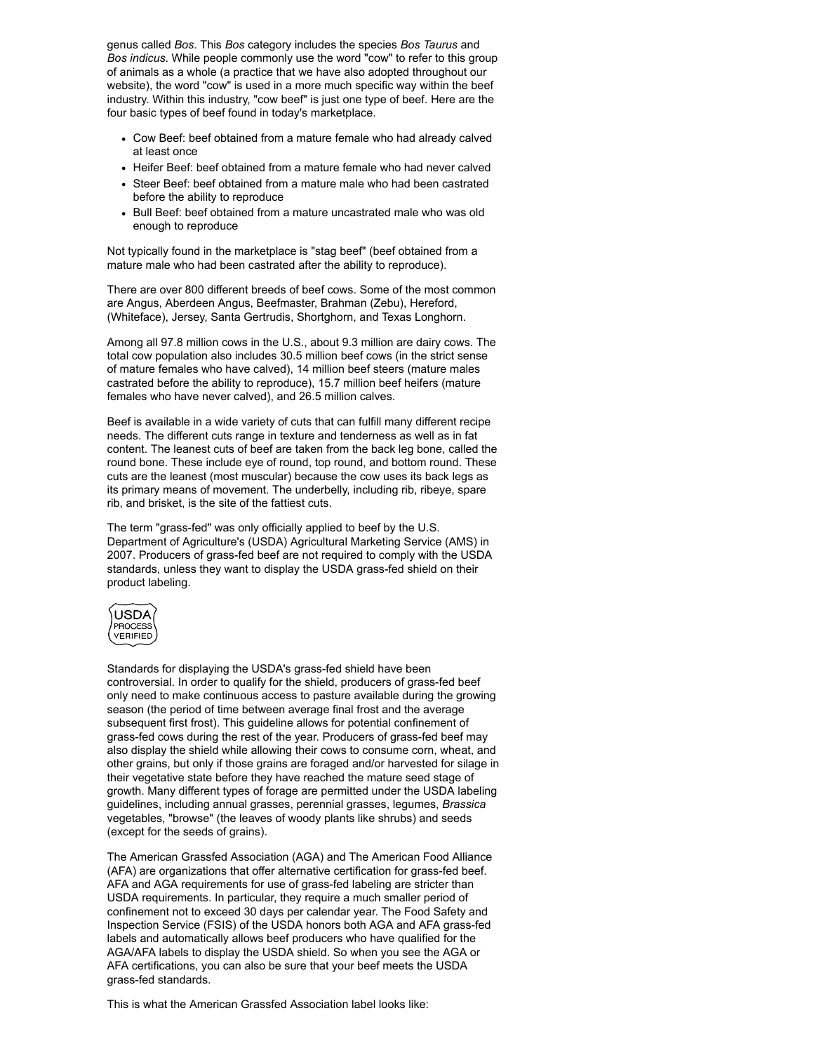genus called *Bos*. This *Bos* category includes the species *Bos Taurus* and *Bos indicus*. While people commonly use the word "cow" to refer to this group of animals as a whole (a practice that we have also adopted throughout our website), the word "cow" is used in a more much specific way within the beef industry. Within this industry, "cow beef" is just one type of beef. Here are the four basic types of beef found in today's marketplace.

- Cow Beef: beef obtained from a mature female who had already calved at least once
- Heifer Beef: beef obtained from a mature female who had never calved
- Steer Beef: beef obtained from a mature male who had been castrated before the ability to reproduce
- Bull Beef: beef obtained from a mature uncastrated male who was old enough to reproduce

Not typically found in the marketplace is "stag beef" (beef obtained from a mature male who had been castrated after the ability to reproduce).

There are over 800 different breeds of beef cows. Some of the most common are Angus, Aberdeen Angus, Beefmaster, Brahman (Zebu), Hereford, (Whiteface), Jersey, Santa Gertrudis, Shorthorn, and Texas Longhorn.

Among all 97.8 million cows in the U.S., about 9.3 million are dairy cows. The total cow population also includes 30.5 million beef cows (in the strict sense of mature females who have calved), 14 million beef steers (mature males castrated before the ability to reproduce), 15.7 million beef heifers (mature females who have never calved), and 26.5 million calves.

Beef is available in a wide variety of cuts that can fulfill many different recipe needs. The different cuts range in texture and tenderness as well as in fat content. The leanest cuts of beef are taken from the back leg bone, called the round bone. These include eye of round, top round, and bottom round. These cuts are the leanest (most muscular) because the cow uses its back legs as its primary means of movement. The underbelly, including rib, ribeye, spare rib, and brisket, is the site of the fattiest cuts.

The term "grass-fed" was only officially applied to beef by the U.S. Department of Agriculture's (USDA) Agricultural Marketing Service (AMS) in 2007. Producers of grass-fed beef are not required to comply with the USDA standards, unless they want to display the USDA grass-fed shield on their product labeling.

USDA PROCESS VERIFIED

Standards for displaying the USDA's grass-fed shield have been controversial. In order to qualify for the shield, producers of grass-fed beef only need to make continuous access to pasture available during the growing season (the period of time between average final frost and the average subsequent first frost). This guideline allows for potential confinement of grass-fed cows during the rest of the year. Producers of grass-fed beef may also display the shield while allowing their cows to consume corn, wheat, and other grains, but only if those grains are foraged and/or harvested for silage in their vegetative state before they have reached the mature seed stage of growth. Many different types of forage are permitted under the USDA labeling guidelines, including annual grasses, perennial grasses, legumes, *Brassica* vegetables, "browse" (the leaves of woody plants like shrubs) and seeds (except for the seeds of grains).

The American Grassfed Association (AGA) and The American Food Alliance (AFA) are organizations that offer alternative certification for grass-fed beef. AFA and AGA requirements for use of grass-fed labeling are stricter than USDA requirements. In particular, they require a much smaller period of confinement not to exceed 30 days per calendar year. The Food Safety and Inspection Service (FSIS) of the USDA honors both AGA and AFA grass-fed labels and automatically allows beef producers who have qualified for the AGA/AFA labels to display the USDA shield. So when you see the AGA or AFA certifications, you can also be sure that your beef meets the USDA grass-fed standards.

This is what the American Grassfed Association label looks like: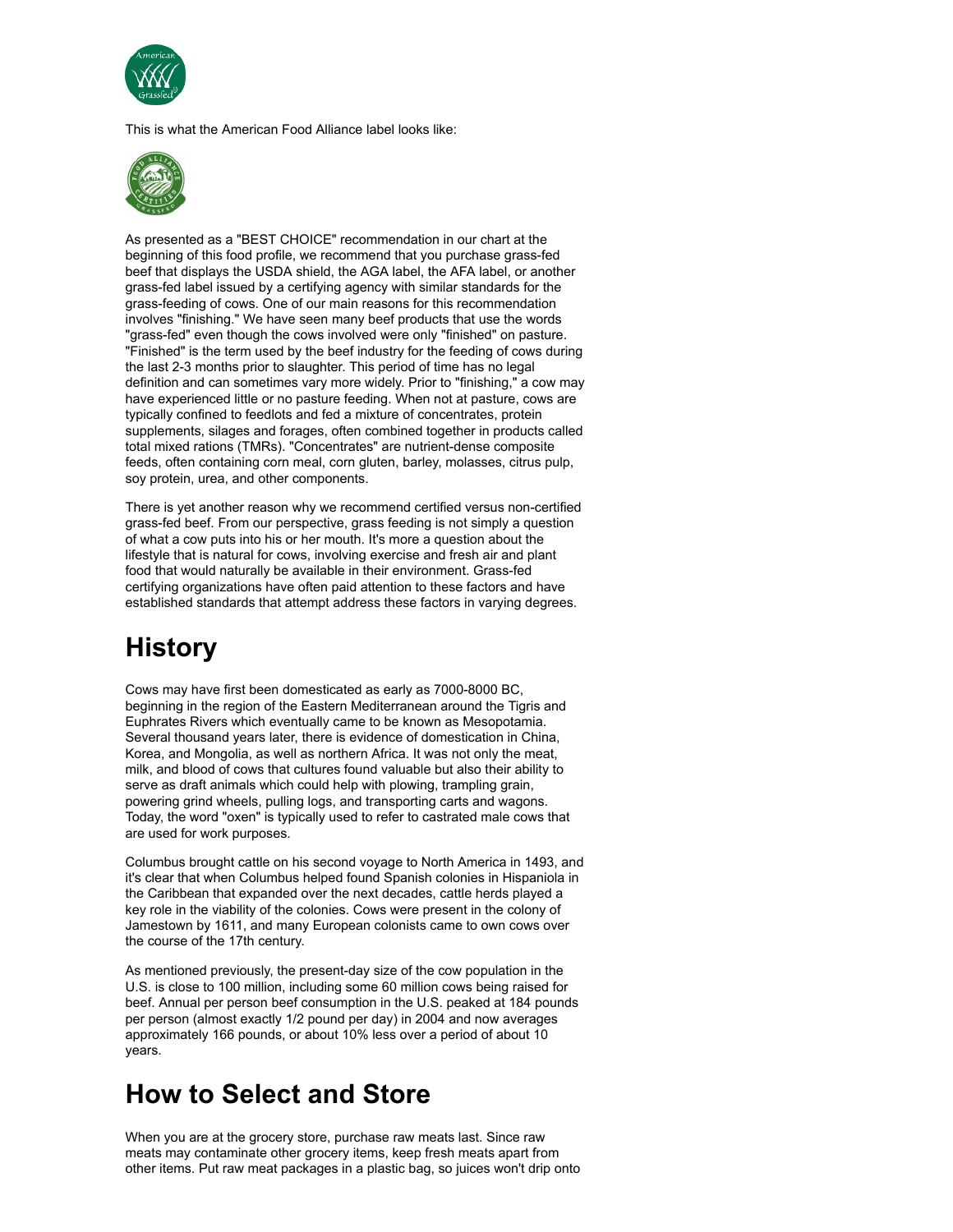This is what the American Food Alliance label looks like:

As presented as a "BEST CHOICE" recommendation in our chart at the beginning of this food profile, we recommend that you purchase grass-fed beef that displays the USDA shield, the AGA label, the AFA label, or another grass-fed label issued by a certifying agency with similar standards for the grass-feeding of cows. One of our main reasons for this recommendation involves "finishing." We have seen many beef products that use the words "grass-fed" even though the cows involved were only "finished" on pasture. "Finished" is the term used by the beef industry for the feeding of cows during the last 2-3 months prior to slaughter. This period of time has no legal definition and can sometimes vary more widely. Prior to "finishing," a cow may have experienced little or no pasture feeding. When not at pasture, cows are typically confined to feedlots and fed a mixture of concentrates, protein supplements, silages and forages, often combined together in products called total mixed rations (TMRs). "Concentrates" are nutrient-dense composite feeds, often containing corn meal, corn gluten, barley, molasses, citrus pulp, soy protein, urea, and other components.

There is yet another reason why we recommend certified versus non-certified grass-fed beef. From our perspective, grass feeding is not simply a question of what a cow puts into his or her mouth. It's more a question about the lifestyle that is natural for cows, involving exercise and fresh air and plant food that would naturally be available in their environment. Grass-fed certifying organizations have often paid attention to these factors and have established standards that attempt address these factors in varying degrees.

# History

Cows may have first been domesticated as early as 7000-8000 BC, beginning in the region of the Eastern Mediterranean around the Tigris and Euphrates Rivers which eventually came to be known as Mesopotamia. Several thousand years later, there is evidence of domestication in China, Korea, and Mongolia, as well as northern Africa. It was not only the meat, milk, and blood of cows that cultures found valuable but also their ability to serve as draft animals which could help with plowing, trampling grain, powering grind wheels, pulling logs, and transporting carts and wagons. Today, the word "oxen" is typically used to refer to castrated male cows that are used for work purposes.

Columbus brought cattle on his second voyage to North America in 1493, and it's clear that when Columbus helped found Spanish colonies in Hispaniola in the Caribbean that expanded over the next decades, cattle herds played a key role in the viability of the colonies. Cows were present in the colony of Jamestown by 1611, and many European colonists came to own cows over the course of the 17th century.

As mentioned previously, the present-day size of the cow population in the U.S. is close to 100 million, including some 60 million cows being raised for beef. Annual per person beef consumption in the U.S. peaked at 184 pounds per person (almost exactly 1/2 pound per day) in 2004 and now averages approximately 166 pounds, or about 10% less over a period of about 10 years.

# How to Select and Store

When you are at the grocery store, purchase raw meats last. Since raw meats may contaminate other grocery items, keep fresh meats apart from other items. Put raw meat packages in a plastic bag, so juices won't drip onto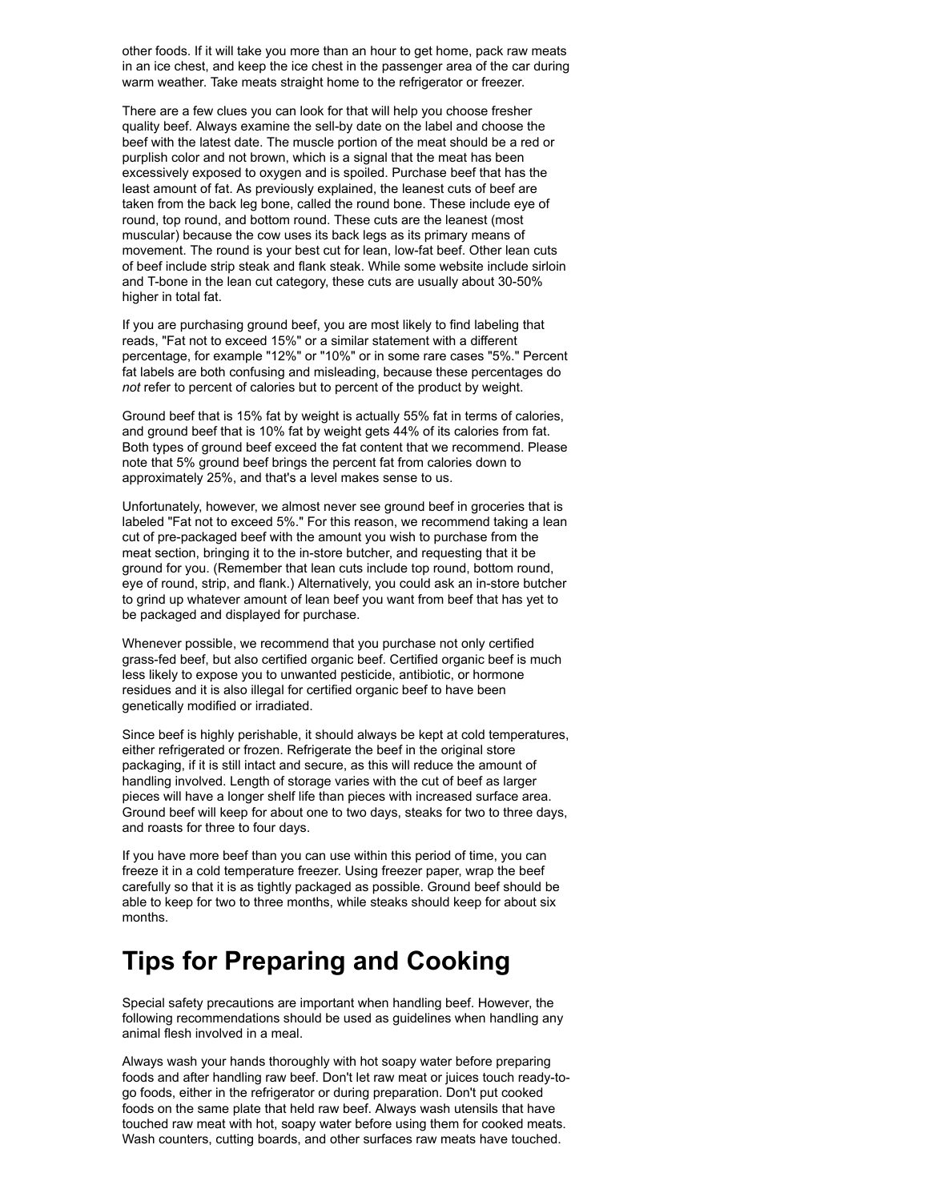other foods. If it will take you more than an hour to get home, pack raw meats in an ice chest, and keep the ice chest in the passenger area of the car during warm weather. Take meats straight home to the refrigerator or freezer.

There are a few clues you can look for that will help you choose fresher quality beef. Always examine the sell-by date on the label and choose the beef with the latest date. The muscle portion of the meat should be a red or purplish color and not brown, which is a signal that the meat has been excessively exposed to oxygen and is spoiled. Purchase beef that has the least amount of fat. As previously explained, the leanest cuts of beef are taken from the back leg bone, called the round bone. These include eye of round, top round, and bottom round. These cuts are the leanest (most muscular) because the cow uses its back legs as its primary means of movement. The round is your best cut for lean, low-fat beef. Other lean cuts of beef include strip steak and flank steak. While some website include sirloin and T-bone in the lean cut category, these cuts are usually about 30-50% higher in total fat.

If you are purchasing ground beef, you are most likely to find labeling that reads, "Fat not to exceed 15%" or a similar statement with a different percentage, for example "12%" or "10%" or in some rare cases "5%." Percent fat labels are both confusing and misleading, because these percentages do *not* refer to percent of calories but to percent of the product by weight.

Ground beef that is 15% fat by weight is actually 55% fat in terms of calories, and ground beef that is 10% fat by weight gets 44% of its calories from fat. Both types of ground beef exceed the fat content that we recommend. Please note that 5% ground beef brings the percent fat from calories down to approximately 25%, and that's a level makes sense to us.

Unfortunately, however, we almost never see ground beef in groceries that is labeled "Fat not to exceed 5%." For this reason, we recommend taking a lean cut of pre-packaged beef with the amount you wish to purchase from the meat section, bringing it to the in-store butcher, and requesting that it be ground for you. (Remember that lean cuts include top round, bottom round, eye of round, strip, and flank.) Alternatively, you could ask an in-store butcher to grind up whatever amount of lean beef you want from beef that has yet to be packaged and displayed for purchase.

Whenever possible, we recommend that you purchase not only certified grass-fed beef, but also certified organic beef. Certified organic beef is much less likely to expose you to unwanted pesticide, antibiotic, or hormone residues and it is also illegal for certified organic beef to have been genetically modified or irradiated.

Since beef is highly perishable, it should always be kept at cold temperatures, either refrigerated or frozen. Refrigerate the beef in the original store packaging, if it is still intact and secure, as this will reduce the amount of handling involved. Length of storage varies with the cut of beef as larger pieces will have a longer shelf life than pieces with increased surface area. Ground beef will keep for about one to two days, steaks for two to three days, and roasts for three to four days.

If you have more beef than you can use within this period of time, you can freeze it in a cold temperature freezer. Using freezer paper, wrap the beef carefully so that it is as tightly packaged as possible. Ground beef should be able to keep for two to three months, while steaks should keep for about six months.

# Tips for Preparing and Cooking

Special safety precautions are important when handling beef. However, the following recommendations should be used as guidelines when handling any animal flesh involved in a meal.

Always wash your hands thoroughly with hot soapy water before preparing foods and after handling raw beef. Don't let raw meat or juices touch ready-to-go foods, either in the refrigerator or during preparation. Don't put cooked foods on the same plate that held raw beef. Always wash utensils that have touched raw meat with hot, soapy water before using them for cooked meats. Wash counters, cutting boards, and other surfaces raw meats have touched.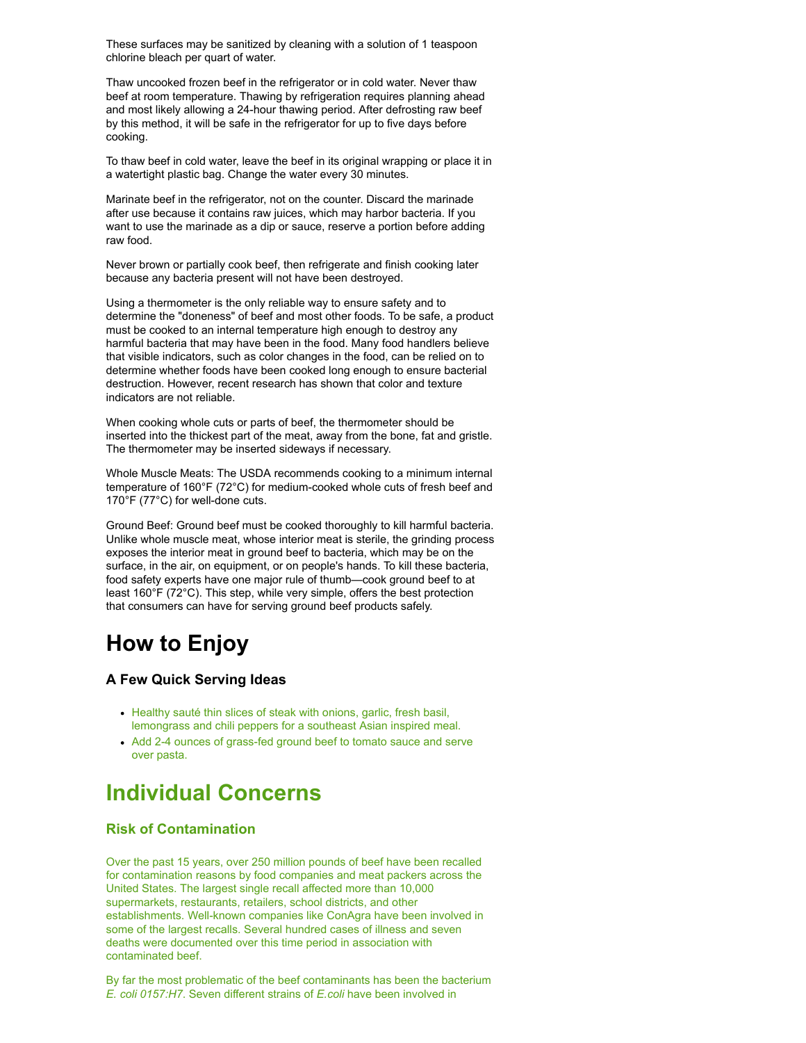These surfaces may be sanitized by cleaning with a solution of 1 teaspoon chlorine bleach per quart of water.

Thaw uncooked frozen beef in the refrigerator or in cold water. Never thaw beef at room temperature. Thawing by refrigeration requires planning ahead and most likely allowing a 24-hour thawing period. After defrosting raw beef by this method, it will be safe in the refrigerator for up to five days before cooking.

To thaw beef in cold water, leave the beef in its original wrapping or place it in a watertight plastic bag. Change the water every 30 minutes.

Marinate beef in the refrigerator, not on the counter. Discard the marinade after use because it contains raw juices, which may harbor bacteria. If you want to use the marinade as a dip or sauce, reserve a portion before adding raw food.

Never brown or partially cook beef, then refrigerate and finish cooking later because any bacteria present will not have been destroyed.

Using a thermometer is the only reliable way to ensure safety and to determine the "doneness" of beef and most other foods. To be safe, a product must be cooked to an internal temperature high enough to destroy any harmful bacteria that may have been in the food. Many food handlers believe that visible indicators, such as color changes in the food, can be relied on to determine whether foods have been cooked long enough to ensure bacterial destruction. However, recent research has shown that color and texture indicators are not reliable.

When cooking whole cuts or parts of beef, the thermometer should be inserted into the thickest part of the meat, away from the bone, fat and gristle. The thermometer may be inserted sideways if necessary.

Whole Muscle Meats: The USDA recommends cooking to a minimum internal temperature of 160°F (72°C) for medium-cooked whole cuts of fresh beef and 170°F (77°C) for well-done cuts.

Ground Beef: Ground beef must be cooked thoroughly to kill harmful bacteria. Unlike whole muscle meat, whose interior meat is sterile, the grinding process exposes the interior meat in ground beef to bacteria, which may be on the surface, in the air, on equipment, or on people's hands. To kill these bacteria, food safety experts have one major rule of thumb—cook ground beef to at least 160°F (72°C). This step, while very simple, offers the best protection that consumers can have for serving ground beef products safely.

# How to Enjoy

### A Few Quick Serving Ideas

- Healthy sauté thin slices of steak with onions, garlic, fresh basil, lemongrass and chili peppers for a southeast Asian inspired meal.
- Add 2-4 ounces of grass-fed ground beef to tomato sauce and serve over pasta.

# Individual Concerns

### Risk of Contamination

Over the past 15 years, over 250 million pounds of beef have been recalled for contamination reasons by food companies and meat packers across the United States. The largest single recall affected more than 10,000 supermarkets, restaurants, retailers, school districts, and other establishments. Well-known companies like ConAgra have been involved in some of the largest recalls. Several hundred cases of illness and seven deaths were documented over this time period in association with contaminated beef.

By far the most problematic of the beef contaminants has been the bacterium *E. coli 0157:H7*. Seven different strains of *E.coli* have been involved in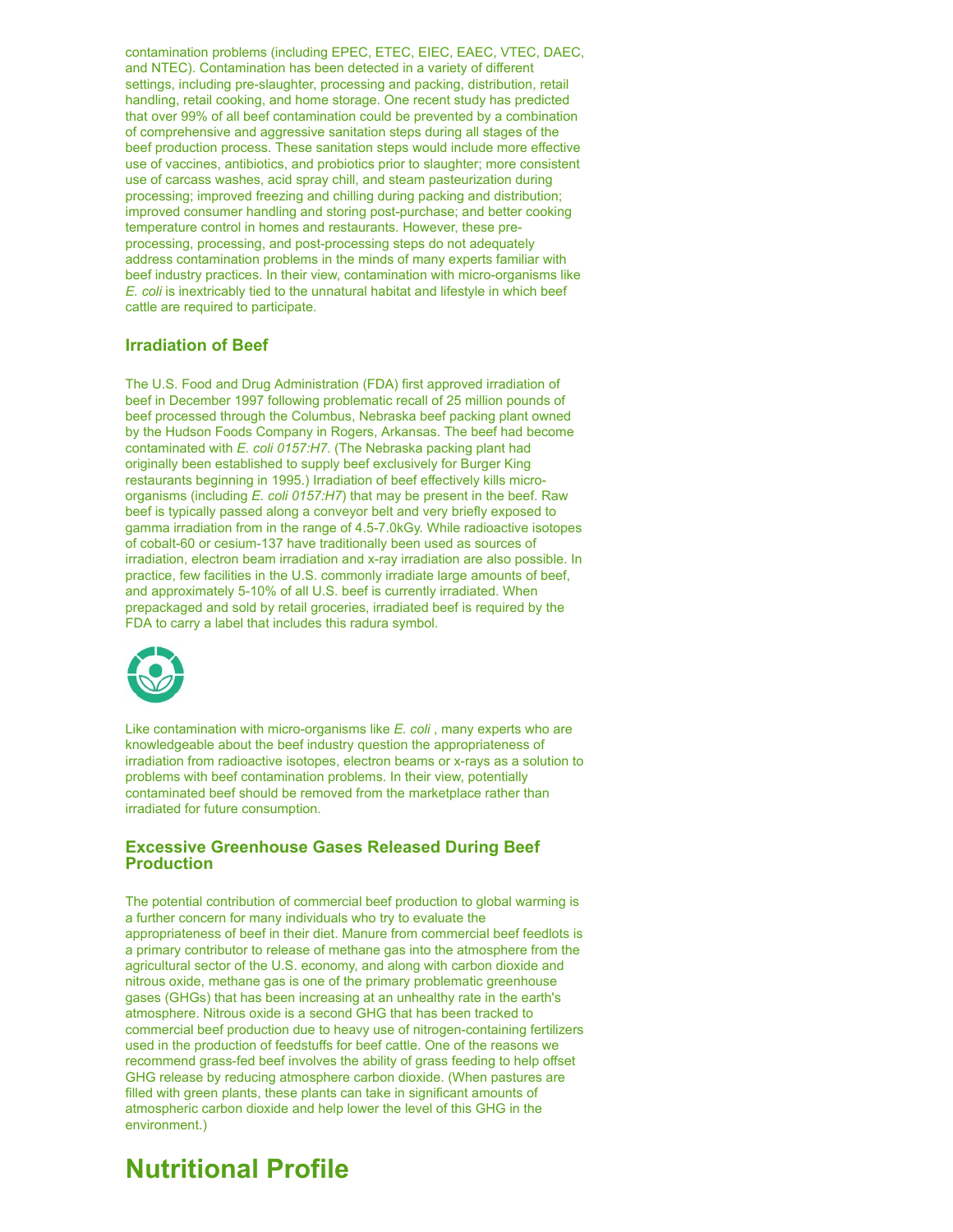contamination problems (including EPEC, ETEC, EIEC, EAEC, VTEC, DAEC, and NTEC). Contamination has been detected in a variety of different settings, including pre-slaughter, processing and packing, distribution, retail handling, retail cooking, and home storage. One recent study has predicted that over 99% of all beef contamination could be prevented by a combination of comprehensive and aggressive sanitation steps during all stages of the beef production process. These sanitation steps would include more effective use of vaccines, antibiotics, and probiotics prior to slaughter; more consistent use of carcass washes, acid spray chill, and steam pasteurization during processing; improved freezing and chilling during packing and distribution; improved consumer handling and storing post-purchase; and better cooking temperature control in homes and restaurants. However, these pre-processing, processing, and post-processing steps do not adequately address contamination problems in the minds of many experts familiar with beef industry practices. In their view, contamination with micro-organisms like *E. coli* is inextricably tied to the unnatural habitat and lifestyle in which beef cattle are required to participate.

### Irradiation of Beef

The U.S. Food and Drug Administration (FDA) first approved irradiation of beef in December 1997 following problematic recall of 25 million pounds of beef processed through the Columbus, Nebraska beef packing plant owned by the Hudson Foods Company in Rogers, Arkansas. The beef had become contaminated with *E. coli 0157:H7*. (The Nebraska packing plant had originally been established to supply beef exclusively for Burger King restaurants beginning in 1995.) Irradiation of beef effectively kills micro-organisms (including *E. coli 0157:H7*) that may be present in the beef. Raw beef is typically passed along a conveyor belt and very briefly exposed to gamma irradiation from in the range of 4.5-7.0kGy. While radioactive isotopes of cobalt-60 or cesium-137 have traditionally been used as sources of irradiation, electron beam irradiation and x-ray irradiation are also possible. In practice, few facilities in the U.S. commonly irradiate large amounts of beef, and approximately 5-10% of all U.S. beef is currently irradiated. When prepackaged and sold by retail groceries, irradiated beef is required by the FDA to carry a label that includes this radura symbol.

Like contamination with micro-organisms like *E. coli* , many experts who are knowledgeable about the beef industry question the appropriateness of irradiation from radioactive isotopes, electron beams or x-rays as a solution to problems with beef contamination problems. In their view, potentially contaminated beef should be removed from the marketplace rather than irradiated for future consumption.

### Excessive Greenhouse Gases Released During Beef Production

The potential contribution of commercial beef production to global warming is a further concern for many individuals who try to evaluate the appropriateness of beef in their diet. Manure from commercial beef feedlots is a primary contributor to release of methane gas into the atmosphere from the agricultural sector of the U.S. economy, and along with carbon dioxide and nitrous oxide, methane gas is one of the primary problematic greenhouse gases (GHGs) that has been increasing at an unhealthy rate in the earth's atmosphere. Nitrous oxide is a second GHG that has been tracked to commercial beef production due to heavy use of nitrogen-containing fertilizers used in the production of feedstuffs for beef cattle. One of the reasons we recommend grass-fed beef involves the ability of grass feeding to help offset GHG release by reducing atmosphere carbon dioxide. (When pastures are filled with green plants, these plants can take in significant amounts of atmospheric carbon dioxide and help lower the level of this GHG in the environment.)

## Nutritional Profile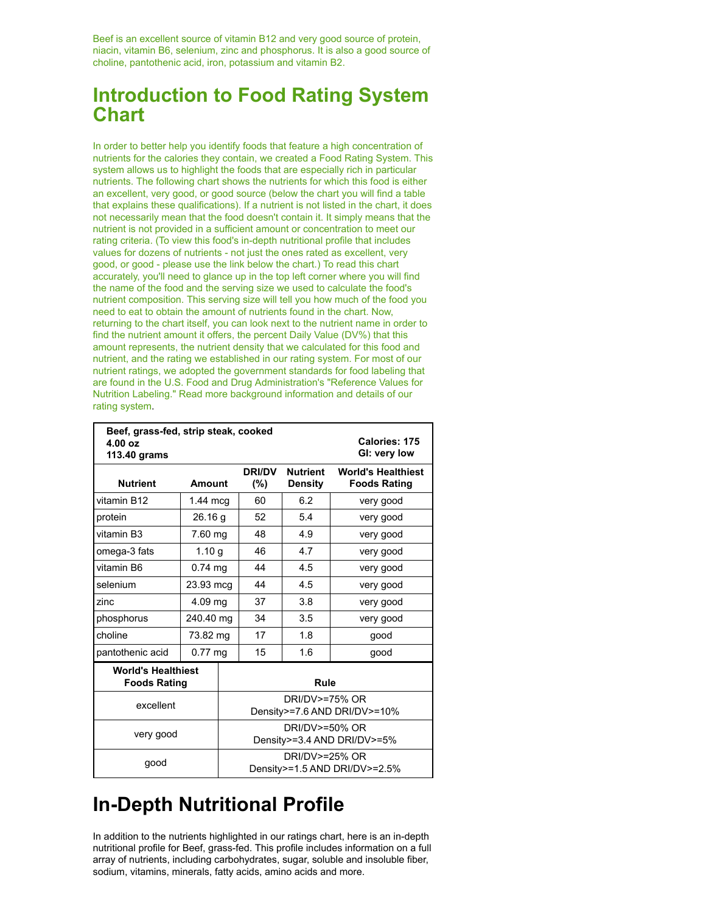Beef is an excellent source of vitamin B12 and very good source of protein, niacin, vitamin B6, selenium, zinc and phosphorus. It is also a good source of choline, pantothenic acid, iron, potassium and vitamin B2.

## Introduction to Food Rating System Chart

In order to better help you identify foods that feature a high concentration of nutrients for the calories they contain, we created a Food Rating System. This system allows us to highlight the foods that are especially rich in particular nutrients. The following chart shows the nutrients for which this food is either an excellent, very good, or good source (below the chart you will find a table that explains these qualifications). If a nutrient is not listed in the chart, it does not necessarily mean that the food doesn't contain it. It simply means that the nutrient is not provided in a sufficient amount or concentration to meet our rating criteria. (To view this food's in-depth nutritional profile that includes values for dozens of nutrients - not just the ones rated as excellent, very good, or good - please use the link below the chart.) To read this chart accurately, you'll need to glance up in the top left corner where you will find the name of the food and the serving size we used to calculate the food's nutrient composition. This serving size will tell you how much of the food you need to eat to obtain the amount of nutrients found in the chart. Now, returning to the chart itself, you can look next to the nutrient name in order to find the nutrient amount it offers, the percent Daily Value (DV%) that this amount represents, the nutrient density that we calculated for this food and nutrient, and the rating we established in our rating system. For most of our nutrient ratings, we adopted the government standards for food labeling that are found in the U.S. Food and Drug Administration's "Reference Values for Nutrition Labeling." Read more background information and details of our rating system.

**Beef, grass-fed, strip steak, cooked**
**4.00 oz**
**113.40 grams**

**Calories: 175**
**GI: very low**

| Nutrient | Amount | DRI/DV (%) | Nutrient Density | World's Healthiest Foods Rating |
|---|---|---|---|---|
| vitamin B12 | 1.44 mcg | 60 | 6.2 | very good |
| protein | 26.16 g | 52 | 5.4 | very good |
| vitamin B3 | 7.60 mg | 48 | 4.9 | very good |
| omega-3 fats | 1.10 g | 46 | 4.7 | very good |
| vitamin B6 | 0.74 mg | 44 | 4.5 | very good |
| selenium | 23.93 mcg | 44 | 4.5 | very good |
| zinc | 4.09 mg | 37 | 3.8 | very good |
| phosphorus | 240.40 mg | 34 | 3.5 | very good |
| choline | 73.82 mg | 17 | 1.8 | good |
| pantothenic acid | 0.77 mg | 15 | 1.6 | good |

| World's Healthiest Foods Rating | Rule |
|---|---|
| excellent | DRI/DV>=75% OR Density>=7.6 AND DRI/DV>=10% |
| very good | DRI/DV>=50% OR Density>=3.4 AND DRI/DV>=5% |
| good | DRI/DV>=25% OR Density>=1.5 AND DRI/DV>=2.5% |

## In-Depth Nutritional Profile

In addition to the nutrients highlighted in our ratings chart, here is an in-depth nutritional profile for Beef, grass-fed. This profile includes information on a full array of nutrients, including carbohydrates, sugar, soluble and insoluble fiber, sodium, vitamins, minerals, fatty acids, amino acids and more.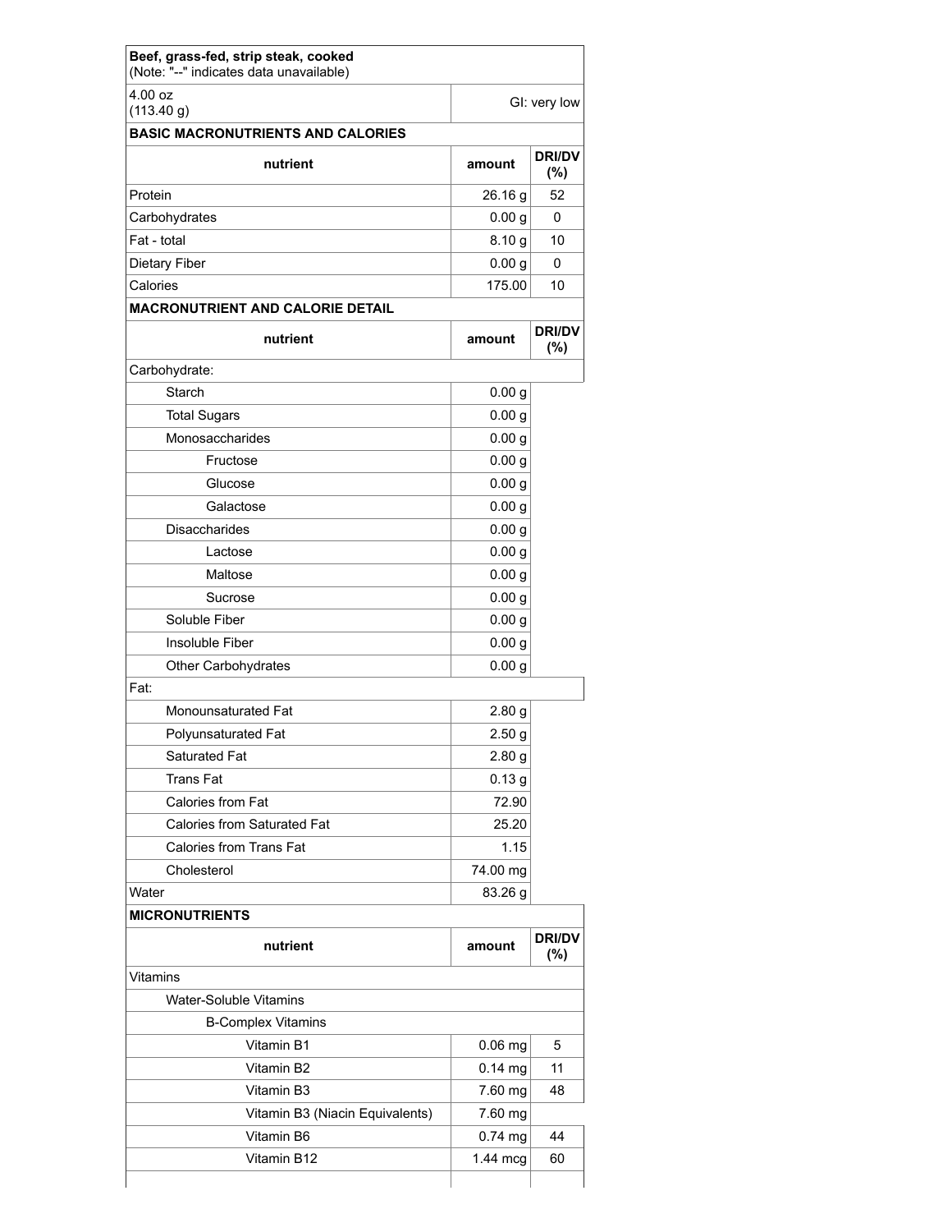| Beef, grass-fed, strip steak, cooked (Note: "--" indicates data unavailable) | | |
|---|---|---|
| 4.00 oz (113.40 g) | GI: very low | |
| **BASIC MACRONUTRIENTS AND CALORIES** | | |
| **nutrient** | **amount** | **DRI/DV (%)** |
| Protein | 26.16 g | 52 |
| Carbohydrates | 0.00 g | 0 |
| Fat - total | 8.10 g | 10 |
| Dietary Fiber | 0.00 g | 0 |
| Calories | 175.00 | 10 |
| **MACRONUTRIENT AND CALORIE DETAIL** | | |
| **nutrient** | **amount** | **DRI/DV (%)** |
| Carbohydrate: | | |
| Starch | 0.00 g | |
| Total Sugars | 0.00 g | |
| Monosaccharides | 0.00 g | |
| Fructose | 0.00 g | |
| Glucose | 0.00 g | |
| Galactose | 0.00 g | |
| Disaccharides | 0.00 g | |
| Lactose | 0.00 g | |
| Maltose | 0.00 g | |
| Sucrose | 0.00 g | |
| Soluble Fiber | 0.00 g | |
| Insoluble Fiber | 0.00 g | |
| Other Carbohydrates | 0.00 g | |
| Fat: | | |
| Monounsaturated Fat | 2.80 g | |
| Polyunsaturated Fat | 2.50 g | |
| Saturated Fat | 2.80 g | |
| Trans Fat | 0.13 g | |
| Calories from Fat | 72.90 | |
| Calories from Saturated Fat | 25.20 | |
| Calories from Trans Fat | 1.15 | |
| Cholesterol | 74.00 mg | |
| Water | 83.26 g | |
| **MICRONUTRIENTS** | | |
| **nutrient** | **amount** | **DRI/DV (%)** |
| Vitamins | | |
| Water-Soluble Vitamins | | |
| B-Complex Vitamins | | |
| Vitamin B1 | 0.06 mg | 5 |
| Vitamin B2 | 0.14 mg | 11 |
| Vitamin B3 | 7.60 mg | 48 |
| Vitamin B3 (Niacin Equivalents) | 7.60 mg | |
| Vitamin B6 | 0.74 mg | 44 |
| Vitamin B12 | 1.44 mcg | 60 |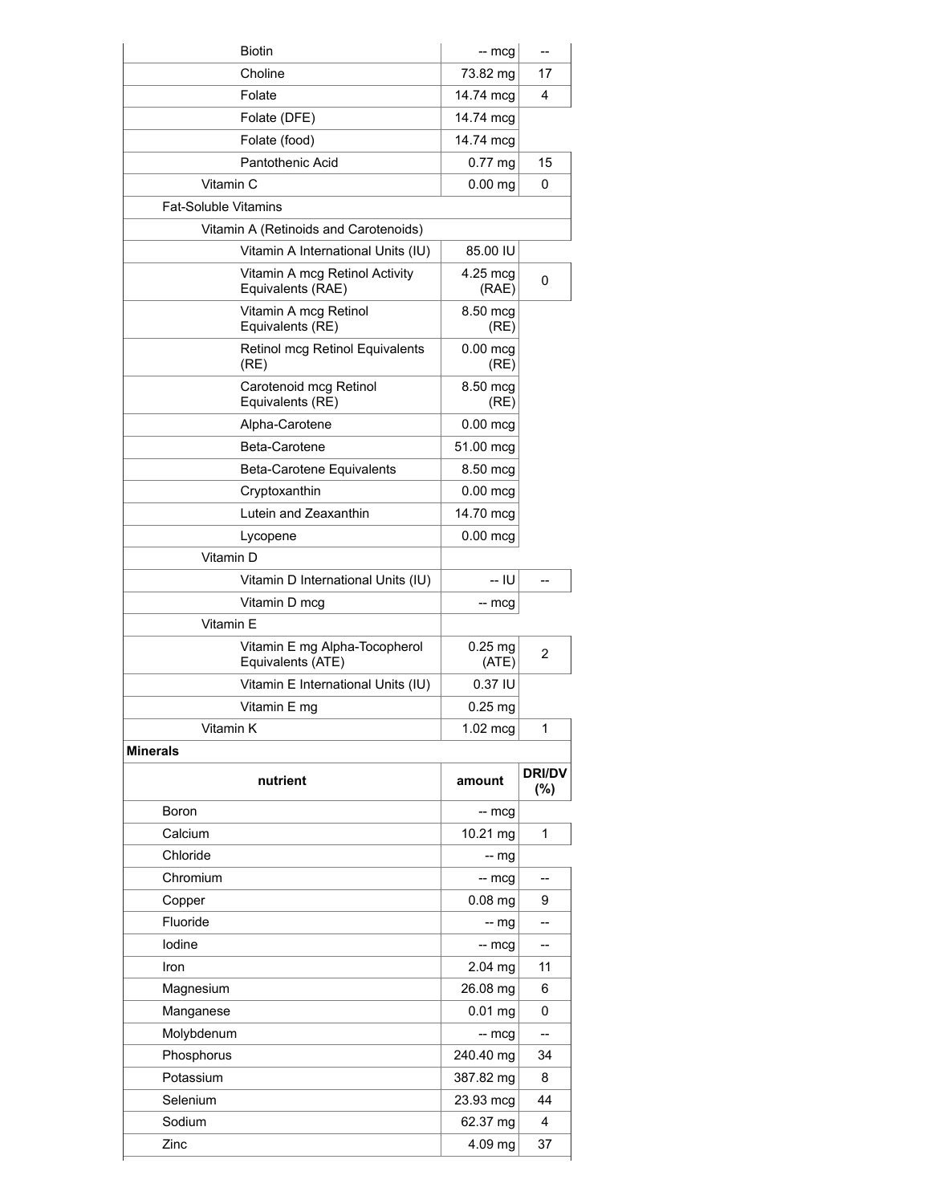| | | |
|---|---|---|
| Biotin | -- mcg | -- |
| Choline | 73.82 mg | 17 |
| Folate | 14.74 mcg | 4 |
| Folate (DFE) | 14.74 mcg | |
| Folate (food) | 14.74 mcg | |
| Pantothenic Acid | 0.77 mg | 15 |
| Vitamin C | 0.00 mg | 0 |
| Fat-Soluble Vitamins | | |
| Vitamin A (Retinoids and Carotenoids) | | |
| Vitamin A International Units (IU) | 85.00 IU | |
| Vitamin A mcg Retinol Activity Equivalents (RAE) | 4.25 mcg (RAE) | 0 |
| Vitamin A mcg Retinol Equivalents (RE) | 8.50 mcg (RE) | |
| Retinol mcg Retinol Equivalents (RE) | 0.00 mcg (RE) | |
| Carotenoid mcg Retinol Equivalents (RE) | 8.50 mcg (RE) | |
| Alpha-Carotene | 0.00 mcg | |
| Beta-Carotene | 51.00 mcg | |
| Beta-Carotene Equivalents | 8.50 mcg | |
| Cryptoxanthin | 0.00 mcg | |
| Lutein and Zeaxanthin | 14.70 mcg | |
| Lycopene | 0.00 mcg | |
| Vitamin D | | |
| Vitamin D International Units (IU) | -- IU | -- |
| Vitamin D mcg | -- mcg | |
| Vitamin E | | |
| Vitamin E mg Alpha-Tocopherol Equivalents (ATE) | 0.25 mg (ATE) | 2 |
| Vitamin E International Units (IU) | 0.37 IU | |
| Vitamin E mg | 0.25 mg | |
| Vitamin K | 1.02 mcg | 1 |

**Minerals**

| nutrient | amount | DRI/DV (%) |
|---|---|---|
| Boron | -- mcg | |
| Calcium | 10.21 mg | 1 |
| Chloride | -- mg | |
| Chromium | -- mcg | -- |
| Copper | 0.08 mg | 9 |
| Fluoride | -- mg | -- |
| Iodine | -- mcg | -- |
| Iron | 2.04 mg | 11 |
| Magnesium | 26.08 mg | 6 |
| Manganese | 0.01 mg | 0 |
| Molybdenum | -- mcg | -- |
| Phosphorus | 240.40 mg | 34 |
| Potassium | 387.82 mg | 8 |
| Selenium | 23.93 mcg | 44 |
| Sodium | 62.37 mg | 4 |
| Zinc | 4.09 mg | 37 |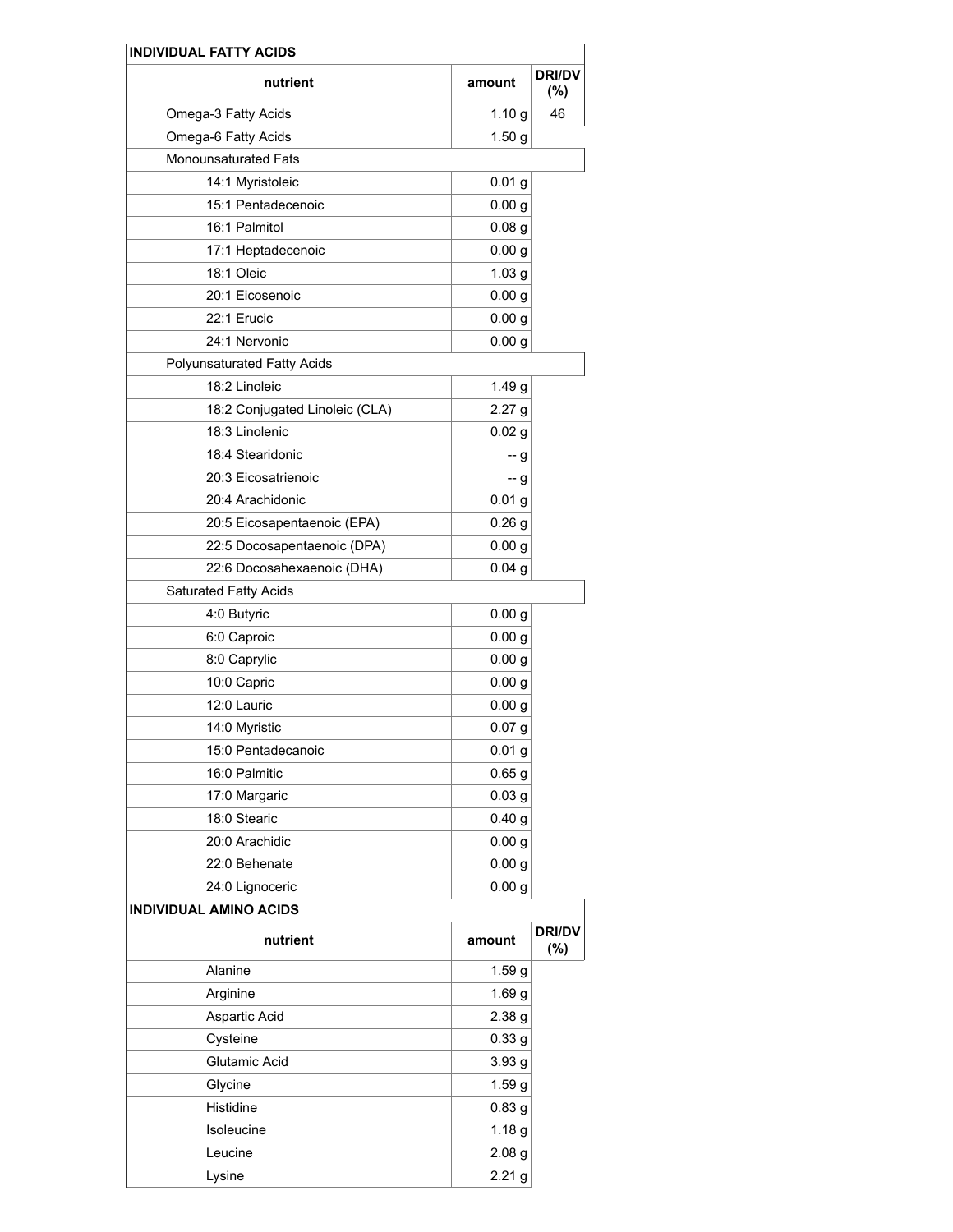### INDIVIDUAL FATTY ACIDS

| nutrient | amount | DRI/DV (%) |
|---|---|---|
| Omega-3 Fatty Acids | 1.10 g | 46 |
| Omega-6 Fatty Acids | 1.50 g | |
| Monounsaturated Fats | | |
| 14:1 Myristoleic | 0.01 g | |
| 15:1 Pentadecenoic | 0.00 g | |
| 16:1 Palmitol | 0.08 g | |
| 17:1 Heptadecenoic | 0.00 g | |
| 18:1 Oleic | 1.03 g | |
| 20:1 Eicosenoic | 0.00 g | |
| 22:1 Erucic | 0.00 g | |
| 24:1 Nervonic | 0.00 g | |
| Polyunsaturated Fatty Acids | | |
| 18:2 Linoleic | 1.49 g | |
| 18:2 Conjugated Linoleic (CLA) | 2.27 g | |
| 18:3 Linolenic | 0.02 g | |
| 18:4 Stearidonic | -- g | |
| 20:3 Eicosatrienoic | -- g | |
| 20:4 Arachidonic | 0.01 g | |
| 20:5 Eicosapentaenoic (EPA) | 0.26 g | |
| 22:5 Docosapentaenoic (DPA) | 0.00 g | |
| 22:6 Docosahexaenoic (DHA) | 0.04 g | |
| Saturated Fatty Acids | | |
| 4:0 Butyric | 0.00 g | |
| 6:0 Caproic | 0.00 g | |
| 8:0 Caprylic | 0.00 g | |
| 10:0 Capric | 0.00 g | |
| 12:0 Lauric | 0.00 g | |
| 14:0 Myristic | 0.07 g | |
| 15:0 Pentadecanoic | 0.01 g | |
| 16:0 Palmitic | 0.65 g | |
| 17:0 Margaric | 0.03 g | |
| 18:0 Stearic | 0.40 g | |
| 20:0 Arachidic | 0.00 g | |
| 22:0 Behenate | 0.00 g | |
| 24:0 Lignoceric | 0.00 g | |

### INDIVIDUAL AMINO ACIDS

| nutrient | amount | DRI/DV (%) |
|---|---|---|
| Alanine | 1.59 g | |
| Arginine | 1.69 g | |
| Aspartic Acid | 2.38 g | |
| Cysteine | 0.33 g | |
| Glutamic Acid | 3.93 g | |
| Glycine | 1.59 g | |
| Histidine | 0.83 g | |
| Isoleucine | 1.18 g | |
| Leucine | 2.08 g | |
| Lysine | 2.21 g | |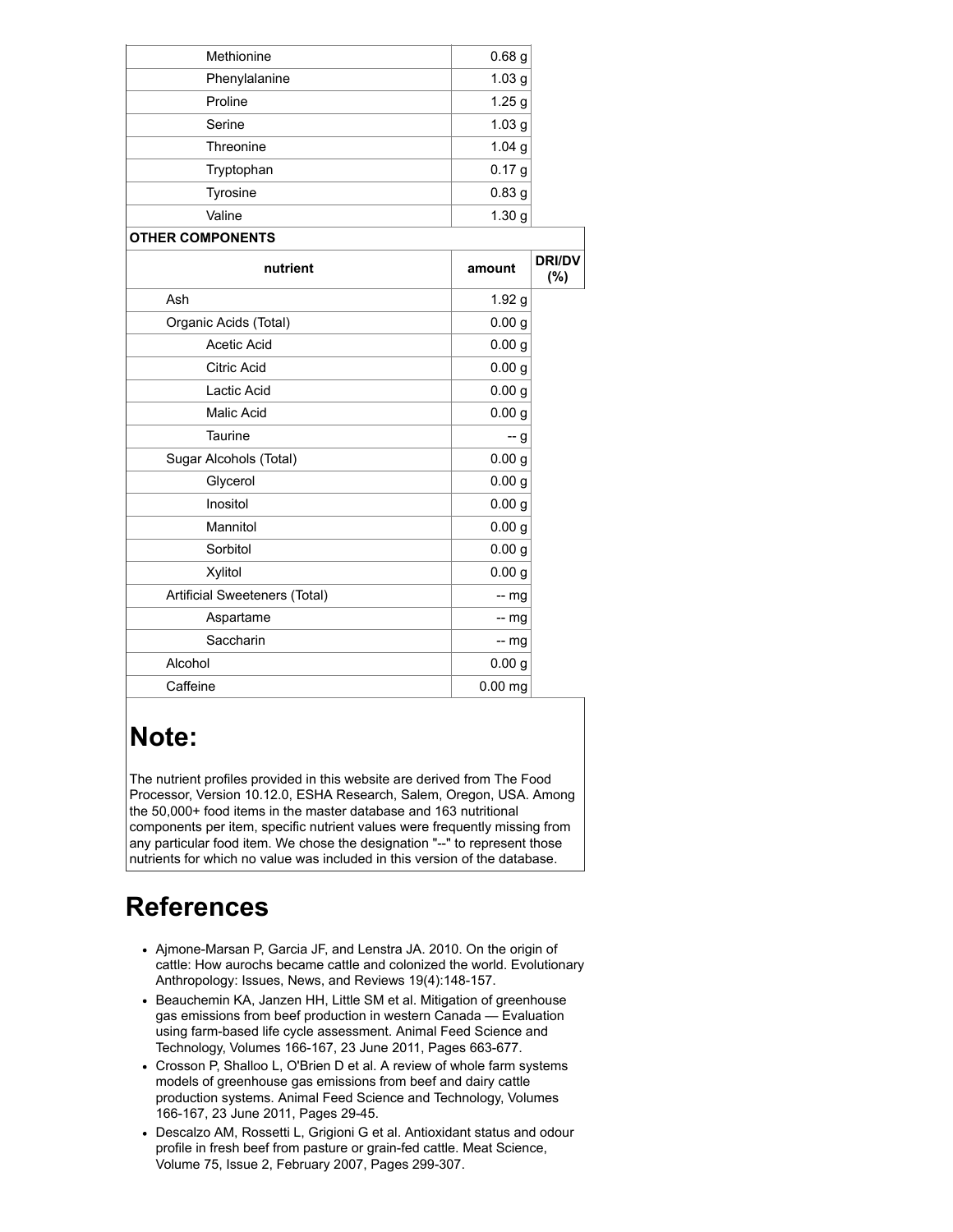| nutrient | amount | DRI/DV (%) |
|---|---|---|
| Methionine | 0.68 g | |
| Phenylalanine | 1.03 g | |
| Proline | 1.25 g | |
| Serine | 1.03 g | |
| Threonine | 1.04 g | |
| Tryptophan | 0.17 g | |
| Tyrosine | 0.83 g | |
| Valine | 1.30 g | |

**OTHER COMPONENTS**

| nutrient | amount | DRI/DV (%) |
|---|---|---|
| Ash | 1.92 g | |
| Organic Acids (Total) | 0.00 g | |
| Acetic Acid | 0.00 g | |
| Citric Acid | 0.00 g | |
| Lactic Acid | 0.00 g | |
| Malic Acid | 0.00 g | |
| Taurine | -- g | |
| Sugar Alcohols (Total) | 0.00 g | |
| Glycerol | 0.00 g | |
| Inositol | 0.00 g | |
| Mannitol | 0.00 g | |
| Sorbitol | 0.00 g | |
| Xylitol | 0.00 g | |
| Artificial Sweeteners (Total) | -- mg | |
| Aspartame | -- mg | |
| Saccharin | -- mg | |
| Alcohol | 0.00 g | |
| Caffeine | 0.00 mg | |

## Note:

The nutrient profiles provided in this website are derived from The Food Processor, Version 10.12.0, ESHA Research, Salem, Oregon, USA. Among the 50,000+ food items in the master database and 163 nutritional components per item, specific nutrient values were frequently missing from any particular food item. We chose the designation "--" to represent those nutrients for which no value was included in this version of the database.

# References

- Ajmone-Marsan P, Garcia JF, and Lenstra JA. 2010. On the origin of cattle: How aurochs became cattle and colonized the world. Evolutionary Anthropology: Issues, News, and Reviews 19(4):148-157.
- Beauchemin KA, Janzen HH, Little SM et al. Mitigation of greenhouse gas emissions from beef production in western Canada — Evaluation using farm-based life cycle assessment. Animal Feed Science and Technology, Volumes 166-167, 23 June 2011, Pages 663-677.
- Crosson P, Shalloo L, O'Brien D et al. A review of whole farm systems models of greenhouse gas emissions from beef and dairy cattle production systems. Animal Feed Science and Technology, Volumes 166-167, 23 June 2011, Pages 29-45.
- Descalzo AM, Rossetti L, Grigioni G et al. Antioxidant status and odour profile in fresh beef from pasture or grain-fed cattle. Meat Science, Volume 75, Issue 2, February 2007, Pages 299-307.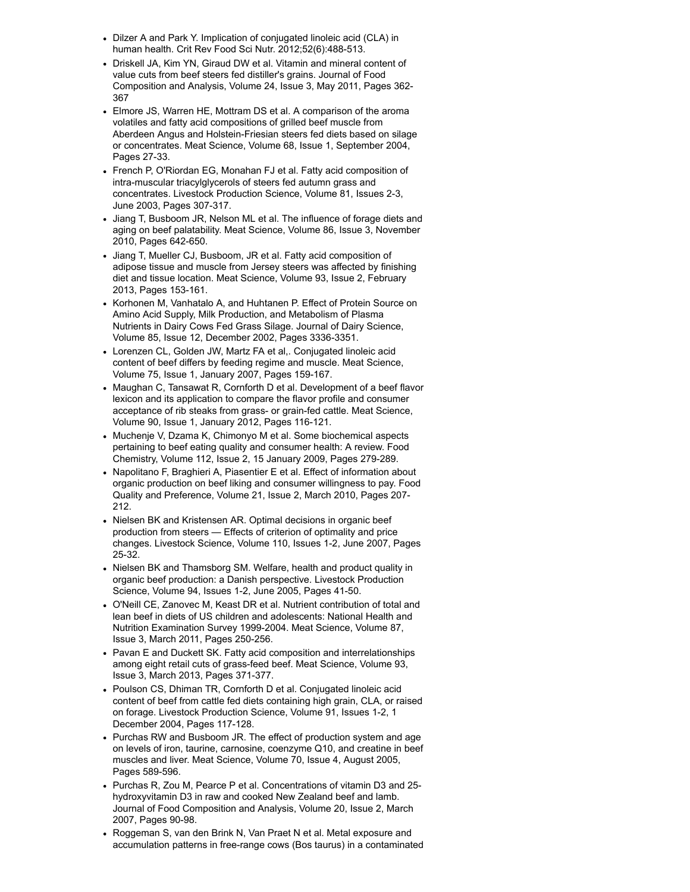- Dilzer A and Park Y. Implication of conjugated linoleic acid (CLA) in human health. Crit Rev Food Sci Nutr. 2012;52(6):488-513.
- Driskell JA, Kim YN, Giraud DW et al. Vitamin and mineral content of value cuts from beef steers fed distiller's grains. Journal of Food Composition and Analysis, Volume 24, Issue 3, May 2011, Pages 362-367
- Elmore JS, Warren HE, Mottram DS et al. A comparison of the aroma volatiles and fatty acid compositions of grilled beef muscle from Aberdeen Angus and Holstein-Friesian steers fed diets based on silage or concentrates. Meat Science, Volume 68, Issue 1, September 2004, Pages 27-33.
- French P, O'Riordan EG, Monahan FJ et al. Fatty acid composition of intra-muscular triacylglycerols of steers fed autumn grass and concentrates. Livestock Production Science, Volume 81, Issues 2-3, June 2003, Pages 307-317.
- Jiang T, Busboom JR, Nelson ML et al. The influence of forage diets and aging on beef palatability. Meat Science, Volume 86, Issue 3, November 2010, Pages 642-650.
- Jiang T, Mueller CJ, Busboom, JR et al. Fatty acid composition of adipose tissue and muscle from Jersey steers was affected by finishing diet and tissue location. Meat Science, Volume 93, Issue 2, February 2013, Pages 153-161.
- Korhonen M, Vanhatalo A, and Huhtanen P. Effect of Protein Source on Amino Acid Supply, Milk Production, and Metabolism of Plasma Nutrients in Dairy Cows Fed Grass Silage. Journal of Dairy Science, Volume 85, Issue 12, December 2002, Pages 3336-3351.
- Lorenzen CL, Golden JW, Martz FA et al,. Conjugated linoleic acid content of beef differs by feeding regime and muscle. Meat Science, Volume 75, Issue 1, January 2007, Pages 159-167.
- Maughan C, Tansawat R, Cornforth D et al. Development of a beef flavor lexicon and its application to compare the flavor profile and consumer acceptance of rib steaks from grass- or grain-fed cattle. Meat Science, Volume 90, Issue 1, January 2012, Pages 116-121.
- Muchenje V, Dzama K, Chimonyo M et al. Some biochemical aspects pertaining to beef eating quality and consumer health: A review. Food Chemistry, Volume 112, Issue 2, 15 January 2009, Pages 279-289.
- Napolitano F, Braghieri A, Piasentier E et al. Effect of information about organic production on beef liking and consumer willingness to pay. Food Quality and Preference, Volume 21, Issue 2, March 2010, Pages 207-212.
- Nielsen BK and Kristensen AR. Optimal decisions in organic beef production from steers — Effects of criterion of optimality and price changes. Livestock Science, Volume 110, Issues 1-2, June 2007, Pages 25-32.
- Nielsen BK and Thamsborg SM. Welfare, health and product quality in organic beef production: a Danish perspective. Livestock Production Science, Volume 94, Issues 1-2, June 2005, Pages 41-50.
- O'Neill CE, Zanovec M, Keast DR et al. Nutrient contribution of total and lean beef in diets of US children and adolescents: National Health and Nutrition Examination Survey 1999-2004. Meat Science, Volume 87, Issue 3, March 2011, Pages 250-256.
- Pavan E and Duckett SK. Fatty acid composition and interrelationships among eight retail cuts of grass-feed beef. Meat Science, Volume 93, Issue 3, March 2013, Pages 371-377.
- Poulson CS, Dhiman TR, Cornforth D et al. Conjugated linoleic acid content of beef from cattle fed diets containing high grain, CLA, or raised on forage. Livestock Production Science, Volume 91, Issues 1-2, 1 December 2004, Pages 117-128.
- Purchas RW and Busboom JR. The effect of production system and age on levels of iron, taurine, carnosine, coenzyme Q10, and creatine in beef muscles and liver. Meat Science, Volume 70, Issue 4, August 2005, Pages 589-596.
- Purchas R, Zou M, Pearce P et al. Concentrations of vitamin D3 and 25-hydroxyvitamin D3 in raw and cooked New Zealand beef and lamb. Journal of Food Composition and Analysis, Volume 20, Issue 2, March 2007, Pages 90-98.
- Roggeman S, van den Brink N, Van Praet N et al. Metal exposure and accumulation patterns in free-range cows (Bos taurus) in a contaminated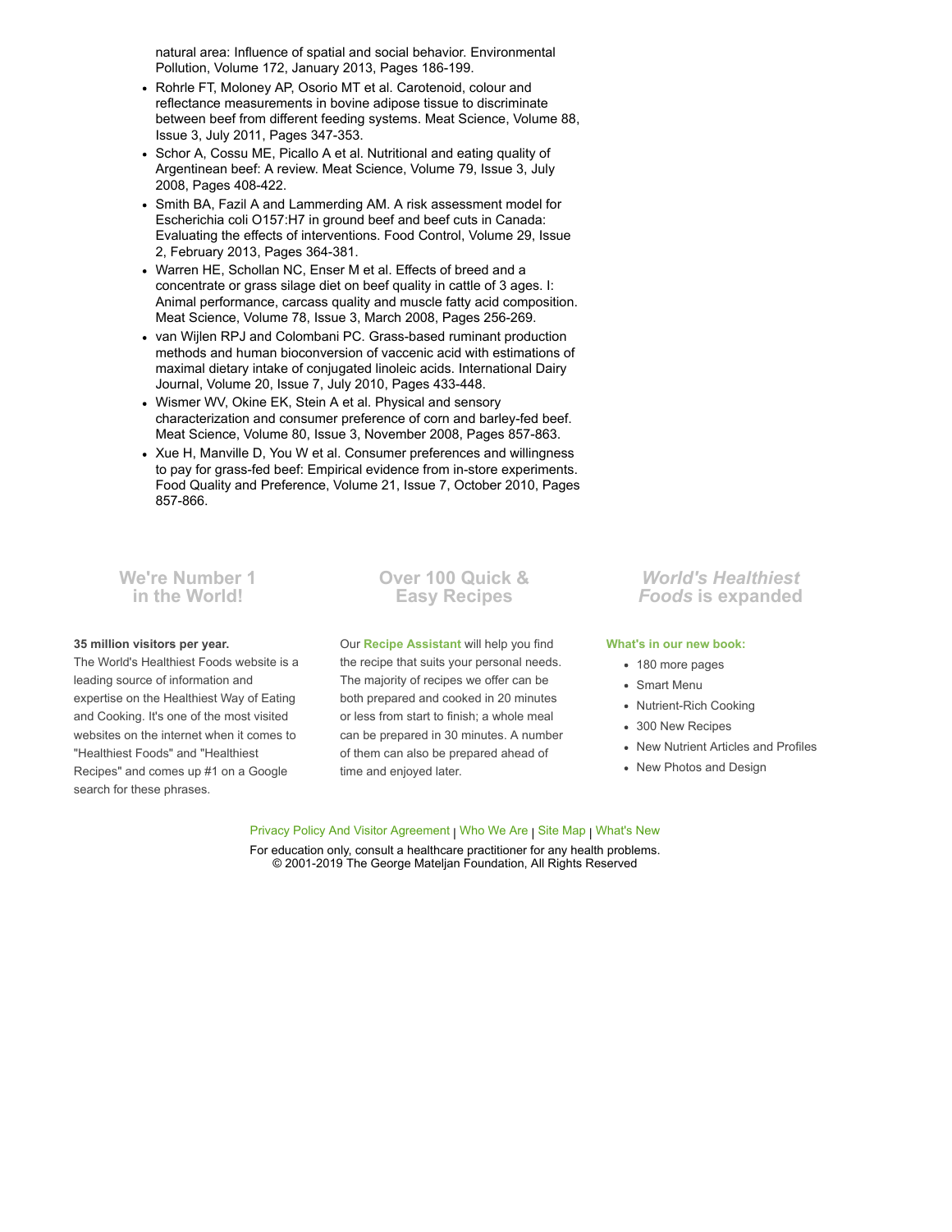natural area: Influence of spatial and social behavior. Environmental Pollution, Volume 172, January 2013, Pages 186-199.

- Rohrle FT, Moloney AP, Osorio MT et al. Carotenoid, colour and reflectance measurements in bovine adipose tissue to discriminate between beef from different feeding systems. Meat Science, Volume 88, Issue 3, July 2011, Pages 347-353.
- Schor A, Cossu ME, Picallo A et al. Nutritional and eating quality of Argentinean beef: A review. Meat Science, Volume 79, Issue 3, July 2008, Pages 408-422.
- Smith BA, Fazil A and Lammerding AM. A risk assessment model for Escherichia coli O157:H7 in ground beef and beef cuts in Canada: Evaluating the effects of interventions. Food Control, Volume 29, Issue 2, February 2013, Pages 364-381.
- Warren HE, Schollan NC, Enser M et al. Effects of breed and a concentrate or grass silage diet on beef quality in cattle of 3 ages. I: Animal performance, carcass quality and muscle fatty acid composition. Meat Science, Volume 78, Issue 3, March 2008, Pages 256-269.
- van Wijlen RPJ and Colombani PC. Grass-based ruminant production methods and human bioconversion of vaccenic acid with estimations of maximal dietary intake of conjugated linoleic acids. International Dairy Journal, Volume 20, Issue 7, July 2010, Pages 433-448.
- Wismer WV, Okine EK, Stein A et al. Physical and sensory characterization and consumer preference of corn and barley-fed beef. Meat Science, Volume 80, Issue 3, November 2008, Pages 857-863.
- Xue H, Manville D, You W et al. Consumer preferences and willingness to pay for grass-fed beef: Empirical evidence from in-store experiments. Food Quality and Preference, Volume 21, Issue 7, October 2010, Pages 857-866.

## We're Number 1 in the World!

**35 million visitors per year.**
The World's Healthiest Foods website is a leading source of information and expertise on the Healthiest Way of Eating and Cooking. It's one of the most visited websites on the internet when it comes to "Healthiest Foods" and "Healthiest Recipes" and comes up #1 on a Google search for these phrases.

## Over 100 Quick & Easy Recipes

Our **Recipe Assistant** will help you find the recipe that suits your personal needs. The majority of recipes we offer can be both prepared and cooked in 20 minutes or less from start to finish; a whole meal can be prepared in 30 minutes. A number of them can also be prepared ahead of time and enjoyed later.

## *World's Healthiest Foods* is expanded

**What's in our new book:**

- 180 more pages
- Smart Menu
- Nutrient-Rich Cooking
- 300 New Recipes
- New Nutrient Articles and Profiles
- New Photos and Design

Privacy Policy And Visitor Agreement | Who We Are | Site Map | What's New

For education only, consult a healthcare practitioner for any health problems.
© 2001-2019 The George Mateljan Foundation, All Rights Reserved